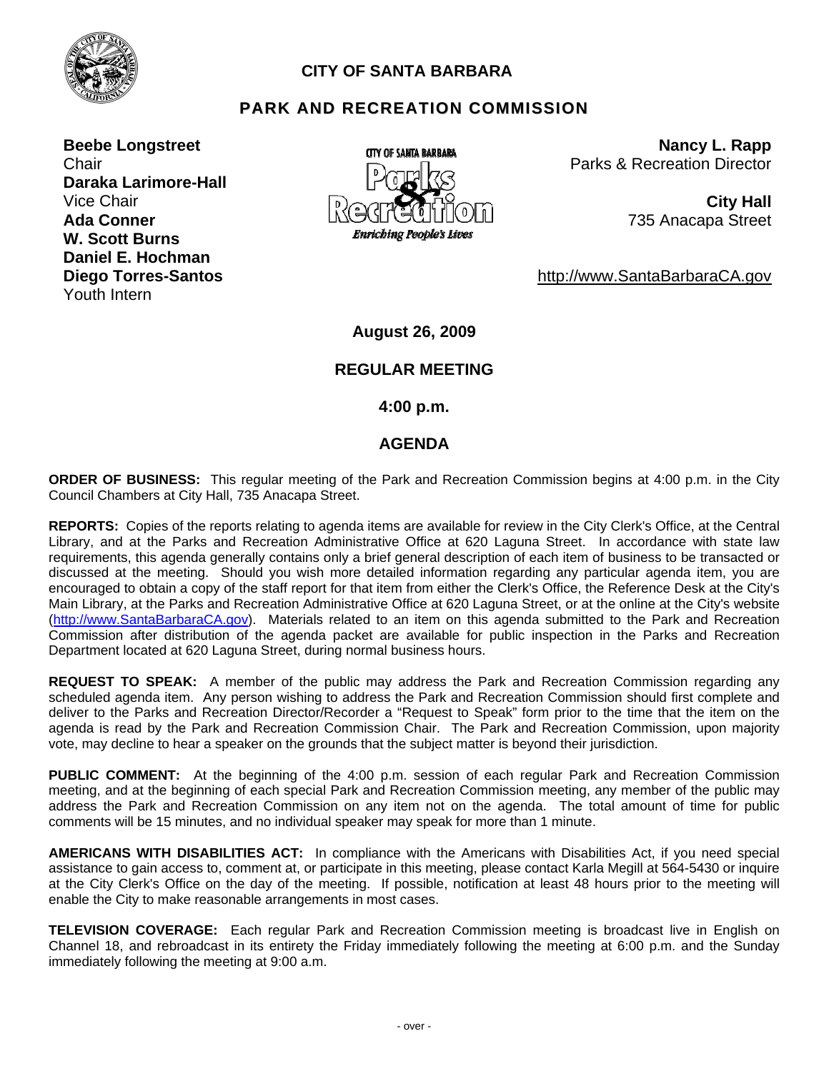# CITY OF SANTA BARBARA

## PARK AND RECREATION COMMISSION

**Beebe Longstreet**
Chair
**Daraka Larimore-Hall**
Vice Chair
**Ada Conner**
**W. Scott Burns**
**Daniel E. Hochman**
**Diego Torres-Santos**
Youth Intern

**Nancy L. Rapp**
Parks & Recreation Director

**City Hall**
735 Anacapa Street

http://www.SantaBarbaraCA.gov

**August 26, 2009**

**REGULAR MEETING**

**4:00 p.m.**

**AGENDA**

**ORDER OF BUSINESS:** This regular meeting of the Park and Recreation Commission begins at 4:00 p.m. in the City Council Chambers at City Hall, 735 Anacapa Street.

**REPORTS:** Copies of the reports relating to agenda items are available for review in the City Clerk's Office, at the Central Library, and at the Parks and Recreation Administrative Office at 620 Laguna Street. In accordance with state law requirements, this agenda generally contains only a brief general description of each item of business to be transacted or discussed at the meeting. Should you wish more detailed information regarding any particular agenda item, you are encouraged to obtain a copy of the staff report for that item from either the Clerk's Office, the Reference Desk at the City's Main Library, at the Parks and Recreation Administrative Office at 620 Laguna Street, or at the online at the City's website (http://www.SantaBarbaraCA.gov). Materials related to an item on this agenda submitted to the Park and Recreation Commission after distribution of the agenda packet are available for public inspection in the Parks and Recreation Department located at 620 Laguna Street, during normal business hours.

**REQUEST TO SPEAK:** A member of the public may address the Park and Recreation Commission regarding any scheduled agenda item. Any person wishing to address the Park and Recreation Commission should first complete and deliver to the Parks and Recreation Director/Recorder a "Request to Speak" form prior to the time that the item on the agenda is read by the Park and Recreation Commission Chair. The Park and Recreation Commission, upon majority vote, may decline to hear a speaker on the grounds that the subject matter is beyond their jurisdiction.

**PUBLIC COMMENT:** At the beginning of the 4:00 p.m. session of each regular Park and Recreation Commission meeting, and at the beginning of each special Park and Recreation Commission meeting, any member of the public may address the Park and Recreation Commission on any item not on the agenda. The total amount of time for public comments will be 15 minutes, and no individual speaker may speak for more than 1 minute.

**AMERICANS WITH DISABILITIES ACT:** In compliance with the Americans with Disabilities Act, if you need special assistance to gain access to, comment at, or participate in this meeting, please contact Karla Megill at 564-5430 or inquire at the City Clerk's Office on the day of the meeting. If possible, notification at least 48 hours prior to the meeting will enable the City to make reasonable arrangements in most cases.

**TELEVISION COVERAGE:** Each regular Park and Recreation Commission meeting is broadcast live in English on Channel 18, and rebroadcast in its entirety the Friday immediately following the meeting at 6:00 p.m. and the Sunday immediately following the meeting at 9:00 a.m.

- over -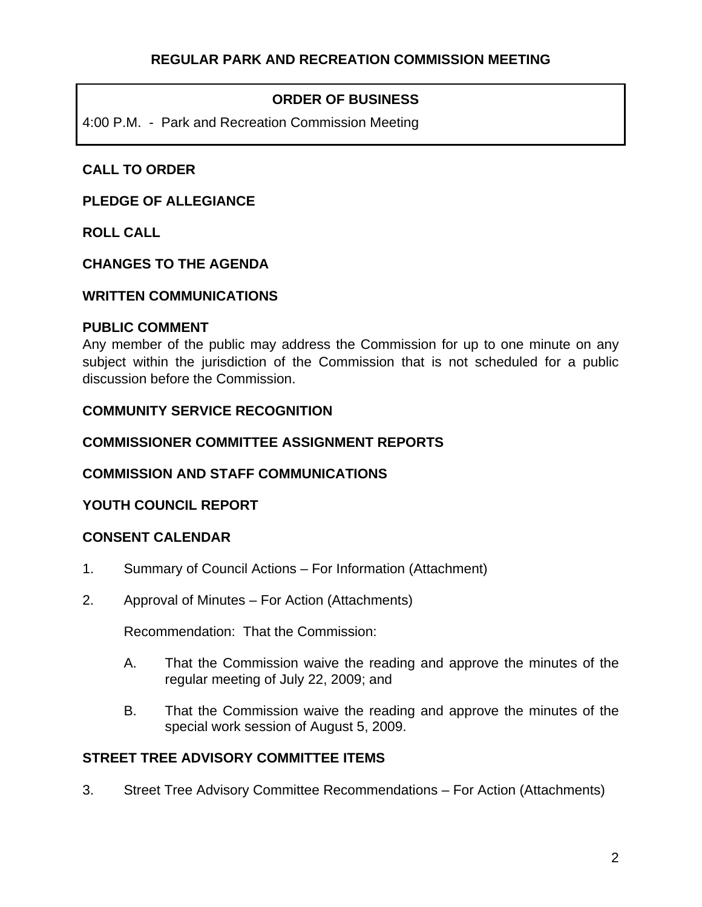## REGULAR PARK AND RECREATION COMMISSION MEETING

**ORDER OF BUSINESS**

4:00 P.M. - Park and Recreation Commission Meeting

**CALL TO ORDER**

**PLEDGE OF ALLEGIANCE**

**ROLL CALL**

**CHANGES TO THE AGENDA**

**WRITTEN COMMUNICATIONS**

**PUBLIC COMMENT**

Any member of the public may address the Commission for up to one minute on any subject within the jurisdiction of the Commission that is not scheduled for a public discussion before the Commission.

**COMMUNITY SERVICE RECOGNITION**

**COMMISSIONER COMMITTEE ASSIGNMENT REPORTS**

**COMMISSION AND STAFF COMMUNICATIONS**

**YOUTH COUNCIL REPORT**

**CONSENT CALENDAR**

1. Summary of Council Actions – For Information (Attachment)

2. Approval of Minutes – For Action (Attachments)

   Recommendation: That the Commission:

   A. That the Commission waive the reading and approve the minutes of the regular meeting of July 22, 2009; and

   B. That the Commission waive the reading and approve the minutes of the special work session of August 5, 2009.

**STREET TREE ADVISORY COMMITTEE ITEMS**

3. Street Tree Advisory Committee Recommendations – For Action (Attachments)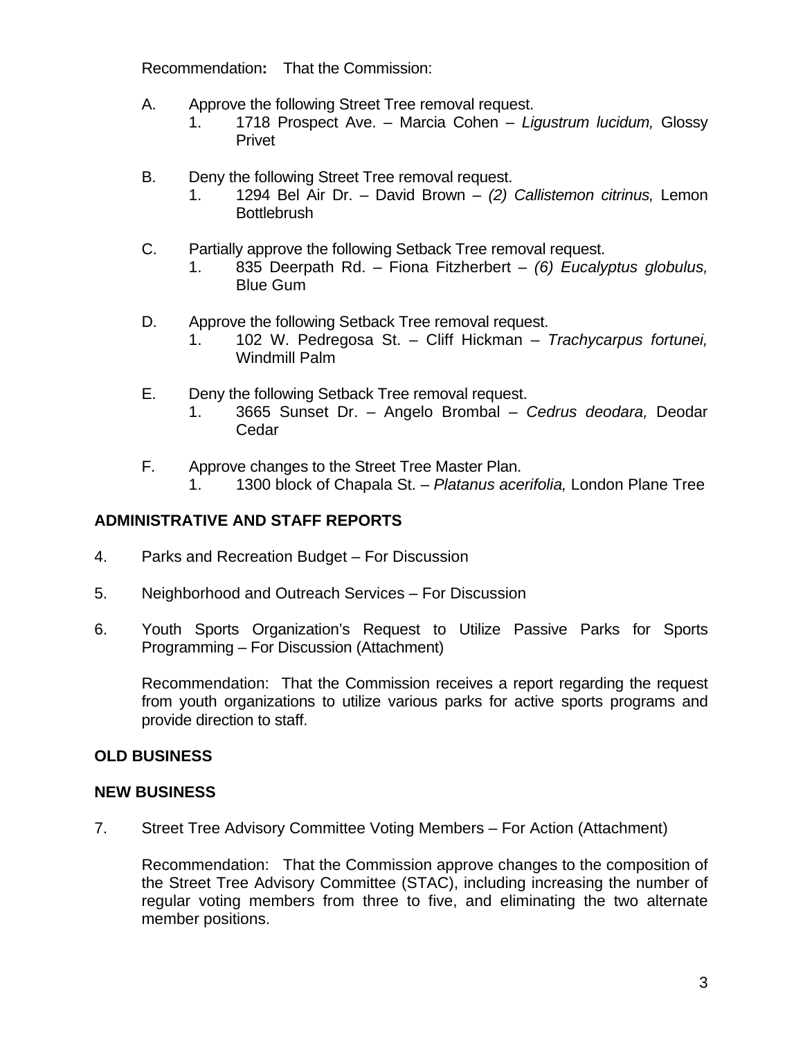Recommendation**:** That the Commission:

A. Approve the following Street Tree removal request.
   1. 1718 Prospect Ave. – Marcia Cohen – *Ligustrum lucidum,* Glossy Privet

B. Deny the following Street Tree removal request.
   1. 1294 Bel Air Dr. – David Brown – *(2) Callistemon citrinus,* Lemon Bottlebrush

C. Partially approve the following Setback Tree removal request.
   1. 835 Deerpath Rd. – Fiona Fitzherbert – *(6) Eucalyptus globulus,* Blue Gum

D. Approve the following Setback Tree removal request.
   1. 102 W. Pedregosa St. – Cliff Hickman – *Trachycarpus fortunei,* Windmill Palm

E. Deny the following Setback Tree removal request.
   1. 3665 Sunset Dr. – Angelo Brombal – *Cedrus deodara,* Deodar Cedar

F. Approve changes to the Street Tree Master Plan.
   1. 1300 block of Chapala St. – *Platanus acerifolia,* London Plane Tree

## ADMINISTRATIVE AND STAFF REPORTS

4. Parks and Recreation Budget – For Discussion

5. Neighborhood and Outreach Services – For Discussion

6. Youth Sports Organization's Request to Utilize Passive Parks for Sports Programming – For Discussion (Attachment)

   Recommendation: That the Commission receives a report regarding the request from youth organizations to utilize various parks for active sports programs and provide direction to staff.

## OLD BUSINESS

## NEW BUSINESS

7. Street Tree Advisory Committee Voting Members – For Action (Attachment)

   Recommendation: That the Commission approve changes to the composition of the Street Tree Advisory Committee (STAC), including increasing the number of regular voting members from three to five, and eliminating the two alternate member positions.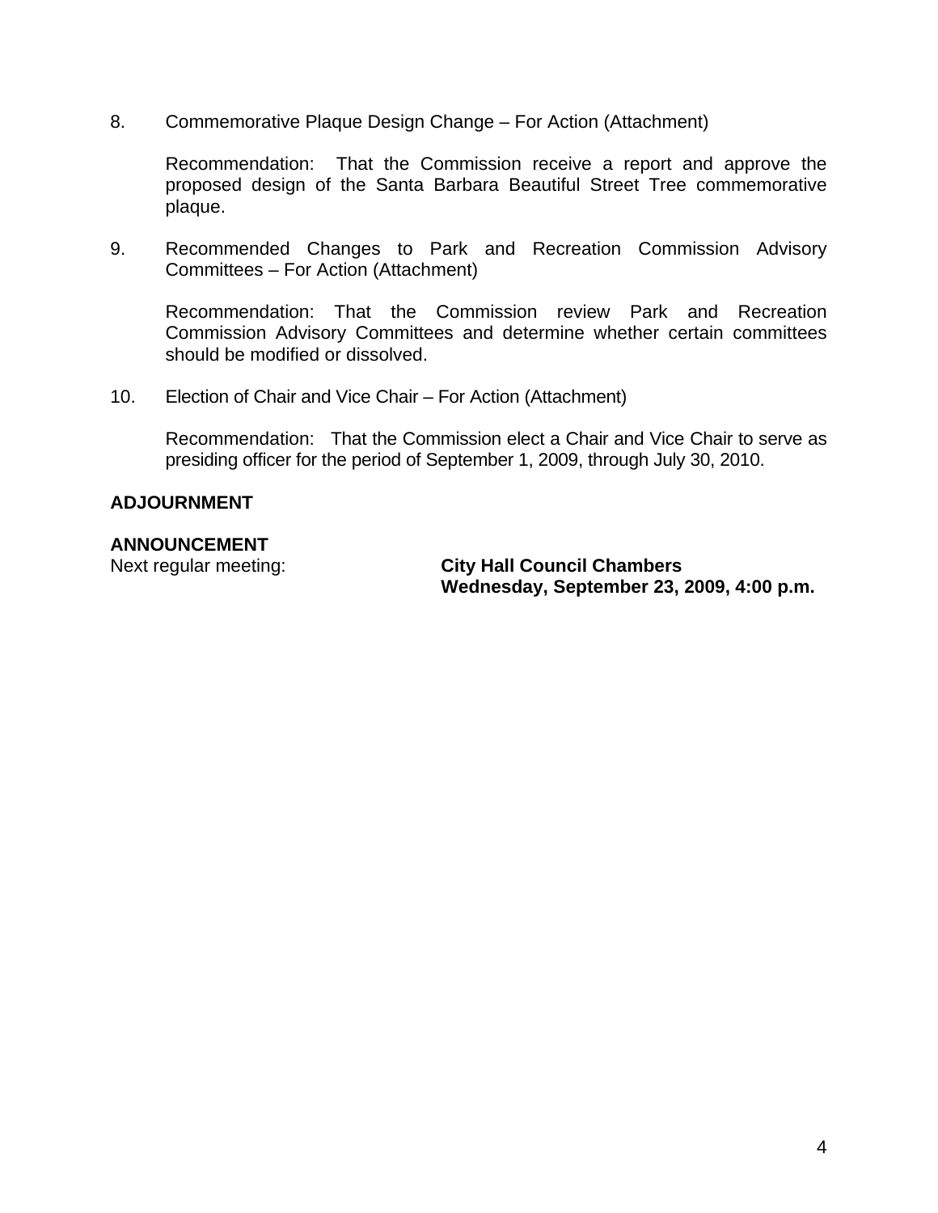8. Commemorative Plaque Design Change – For Action (Attachment)

   Recommendation: That the Commission receive a report and approve the proposed design of the Santa Barbara Beautiful Street Tree commemorative plaque.

9. Recommended Changes to Park and Recreation Commission Advisory Committees – For Action (Attachment)

   Recommendation: That the Commission review Park and Recreation Commission Advisory Committees and determine whether certain committees should be modified or dissolved.

10. Election of Chair and Vice Chair – For Action (Attachment)

   Recommendation: That the Commission elect a Chair and Vice Chair to serve as presiding officer for the period of September 1, 2009, through July 30, 2010.

**ADJOURNMENT**

**ANNOUNCEMENT**

Next regular meeting: **City Hall Council Chambers**
**Wednesday, September 23, 2009, 4:00 p.m.**